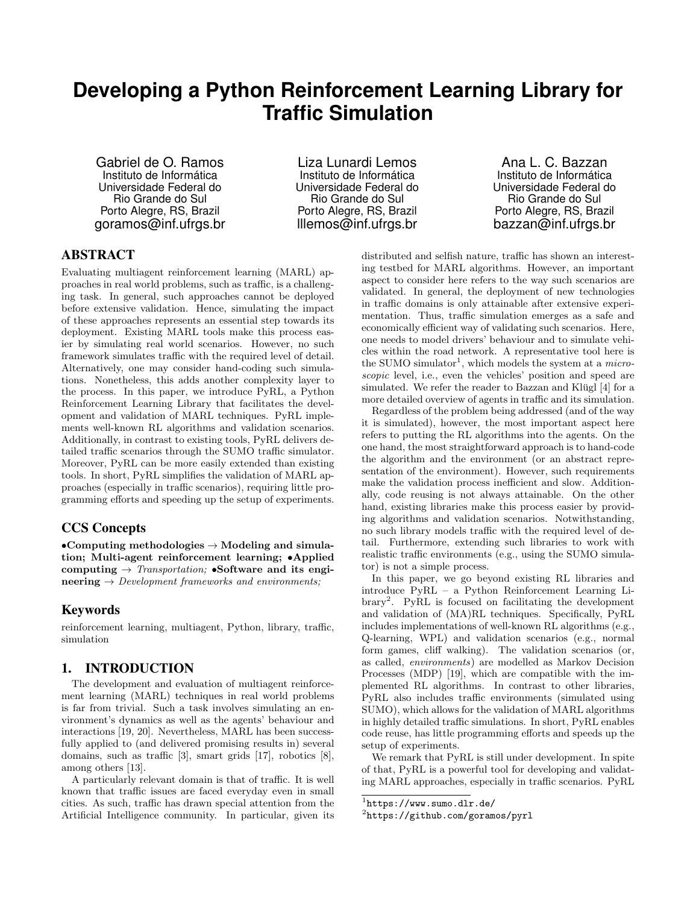# Developing a Python Reinforcement Learning Library for Traffic Simulation

Gabriel de O. Ramos
Instituto de Informática
Universidade Federal do Rio Grande do Sul
Porto Alegre, RS, Brazil
goramos@inf.ufrgs.br

Liza Lunardi Lemos
Instituto de Informática
Universidade Federal do Rio Grande do Sul
Porto Alegre, RS, Brazil
lllemos@inf.ufrgs.br

Ana L. C. Bazzan
Instituto de Informática
Universidade Federal do Rio Grande do Sul
Porto Alegre, RS, Brazil
bazzan@inf.ufrgs.br

## ABSTRACT

Evaluating multiagent reinforcement learning (MARL) approaches in real world problems, such as traffic, is a challenging task. In general, such approaches cannot be deployed before extensive validation. Hence, simulating the impact of these approaches represents an essential step towards its deployment. Existing MARL tools make this process easier by simulating real world scenarios. However, no such framework simulates traffic with the required level of detail. Alternatively, one may consider hand-coding such simulations. Nonetheless, this adds another complexity layer to the process. In this paper, we introduce PyRL, a Python Reinforcement Learning Library that facilitates the development and validation of MARL techniques. PyRL implements well-known RL algorithms and validation scenarios. Additionally, in contrast to existing tools, PyRL delivers detailed traffic scenarios through the SUMO traffic simulator. Moreover, PyRL can be more easily extended than existing tools. In short, PyRL simplifies the validation of MARL approaches (especially in traffic scenarios), requiring little programming efforts and speeding up the setup of experiments.

## CCS Concepts

•**Computing methodologies** → **Modeling and simulation; Multi-agent reinforcement learning;** •**Applied computing** → *Transportation;* •**Software and its engineering** → *Development frameworks and environments;*

## Keywords

reinforcement learning, multiagent, Python, library, traffic, simulation

## 1. INTRODUCTION

The development and evaluation of multiagent reinforcement learning (MARL) techniques in real world problems is far from trivial. Such a task involves simulating an environment's dynamics as well as the agents' behaviour and interactions [19, 20]. Nevertheless, MARL has been successfully applied to (and delivered promising results in) several domains, such as traffic [3], smart grids [17], robotics [8], among others [13].

A particularly relevant domain is that of traffic. It is well known that traffic issues are faced everyday even in small cities. As such, traffic has drawn special attention from the Artificial Intelligence community. In particular, given its distributed and selfish nature, traffic has shown an interesting testbed for MARL algorithms. However, an important aspect to consider here refers to the way such scenarios are validated. In general, the deployment of new technologies in traffic domains is only attainable after extensive experimentation. Thus, traffic simulation emerges as a safe and economically efficient way of validating such scenarios. Here, one needs to model drivers' behaviour and to simulate vehicles within the road network. A representative tool here is the SUMO simulator[1], which models the system at a *microscopic* level, i.e., even the vehicles' position and speed are simulated. We refer the reader to Bazzan and Klügl [4] for a more detailed overview of agents in traffic and its simulation.

Regardless of the problem being addressed (and of the way it is simulated), however, the most important aspect here refers to putting the RL algorithms into the agents. On the one hand, the most straightforward approach is to hand-code the algorithm and the environment (or an abstract representation of the environment). However, such requirements make the validation process inefficient and slow. Additionally, code reusing is not always attainable. On the other hand, existing libraries make this process easier by providing algorithms and validation scenarios. Notwithstanding, no such library models traffic with the required level of detail. Furthermore, extending such libraries to work with realistic traffic environments (e.g., using the SUMO simulator) is not a simple process.

In this paper, we go beyond existing RL libraries and introduce PyRL – a Python Reinforcement Learning Library[2]. PyRL is focused on facilitating the development and validation of (MA)RL techniques. Specifically, PyRL includes implementations of well-known RL algorithms (e.g., Q-learning, WPL) and validation scenarios (e.g., normal form games, cliff walking). The validation scenarios (or, as called, *environments*) are modelled as Markov Decision Processes (MDP) [19], which are compatible with the implemented RL algorithms. In contrast to other libraries, PyRL also includes traffic environments (simulated using SUMO), which allows for the validation of MARL algorithms in highly detailed traffic simulations. In short, PyRL enables code reuse, has little programming efforts and speeds up the setup of experiments.

We remark that PyRL is still under development. In spite of that, PyRL is a powerful tool for developing and validating MARL approaches, especially in traffic scenarios. PyRL

[1] https://www.sumo.dlr.de/

[2] https://github.com/goramos/pyrl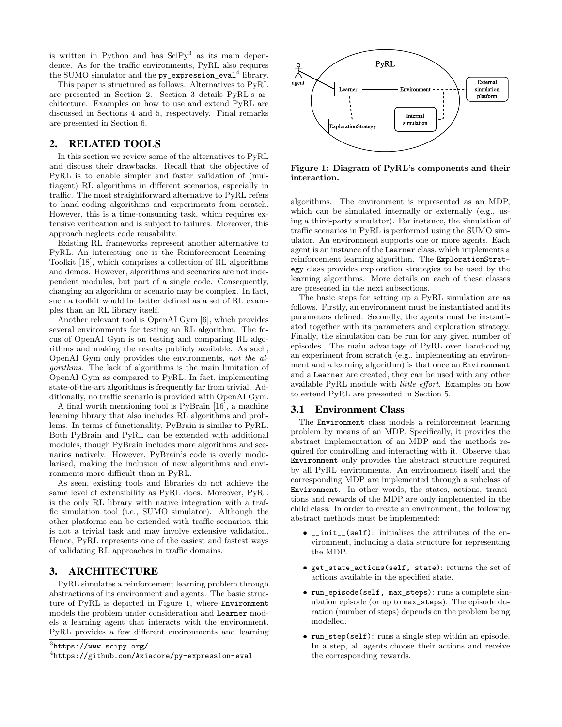is written in Python and has SciPy[3] as its main dependence. As for the traffic environments, PyRL also requires the SUMO simulator and the py_expression_eval[4] library.

This paper is structured as follows. Alternatives to PyRL are presented in Section 2. Section 3 details PyRL's architecture. Examples on how to use and extend PyRL are discussed in Sections 4 and 5, respectively. Final remarks are presented in Section 6.

## 2. RELATED TOOLS

In this section we review some of the alternatives to PyRL and discuss their drawbacks. Recall that the objective of PyRL is to enable simpler and faster validation of (multiagent) RL algorithms in different scenarios, especially in traffic. The most straightforward alternative to PyRL refers to hand-coding algorithms and experiments from scratch. However, this is a time-consuming task, which requires extensive verification and is subject to failures. Moreover, this approach neglects code reusability.

Existing RL frameworks represent another alternative to PyRL. An interesting one is the Reinforcement-Learning-Toolkit [18], which comprises a collection of RL algorithms and demos. However, algorithms and scenarios are not independent modules, but part of a single code. Consequently, changing an algorithm or scenario may be complex. In fact, such a toolkit would be better defined as a set of RL examples than an RL library itself.

Another relevant tool is OpenAI Gym [6], which provides several environments for testing an RL algorithm. The focus of OpenAI Gym is on testing and comparing RL algorithms and making the results publicly available. As such, OpenAI Gym only provides the environments, *not the algorithms*. The lack of algorithms is the main limitation of OpenAI Gym as compared to PyRL. In fact, implementing state-of-the-art algorithms is frequently far from trivial. Additionally, no traffic scenario is provided with OpenAI Gym.

A final worth mentioning tool is PyBrain [16], a machine learning library that also includes RL algorithms and problems. In terms of functionality, PyBrain is similar to PyRL. Both PyBrain and PyRL can be extended with additional modules, though PyBrain includes more algorithms and scenarios natively. However, PyBrain's code is overly modularised, making the inclusion of new algorithms and environments more difficult than in PyRL.

As seen, existing tools and libraries do not achieve the same level of extensibility as PyRL does. Moreover, PyRL is the only RL library with native integration with a traffic simulation tool (i.e., SUMO simulator). Although the other platforms can be extended with traffic scenarios, this is not a trivial task and may involve extensive validation. Hence, PyRL represents one of the easiest and fastest ways of validating RL approaches in traffic domains.

## 3. ARCHITECTURE

PyRL simulates a reinforcement learning problem through abstractions of its environment and agents. The basic structure of PyRL is depicted in Figure 1, where Environment models the problem under consideration and Learner models a learning agent that interacts with the environment. PyRL provides a few different environments and learning algorithms. The environment is represented as an MDP, which can be simulated internally or externally (e.g., using a third-party simulator). For instance, the simulation of traffic scenarios in PyRL is performed using the SUMO simulator. An environment supports one or more agents. Each agent is an instance of the Learner class, which implements a reinforcement learning algorithm. The ExplorationStrategy class provides exploration strategies to be used by the learning algorithms. More details on each of these classes are presented in the next subsections.

**Figure 1: Diagram of PyRL's components and their interaction.**

The basic steps for setting up a PyRL simulation are as follows. Firstly, an environment must be instantiated and its parameters defined. Secondly, the agents must be instantiated together with its parameters and exploration strategy. Finally, the simulation can be run for any given number of episodes. The main advantage of PyRL over hand-coding an experiment from scratch (e.g., implementing an environment and a learning algorithm) is that once an Environment and a Learner are created, they can be used with any other available PyRL module with *little effort*. Examples on how to extend PyRL are presented in Section 5.

### 3.1 Environment Class

The Environment class models a reinforcement learning problem by means of an MDP. Specifically, it provides the abstract implementation of an MDP and the methods required for controlling and interacting with it. Observe that Environment only provides the abstract structure required by all PyRL environments. An environment itself and the corresponding MDP are implemented through a subclass of Environment. In other words, the states, actions, transitions and rewards of the MDP are only implemented in the child class. In order to create an environment, the following abstract methods must be implemented:

- `__init__(self)`: initialises the attributes of the environment, including a data structure for representing the MDP.
- `get_state_actions(self, state)`: returns the set of actions available in the specified state.
- `run_episode(self, max_steps)`: runs a complete simulation episode (or up to `max_steps`). The episode duration (number of steps) depends on the problem being modelled.
- `run_step(self)`: runs a single step within an episode. In a step, all agents choose their actions and receive the corresponding rewards.

[3] https://www.scipy.org/

[4] https://github.com/Axiacore/py-expression-eval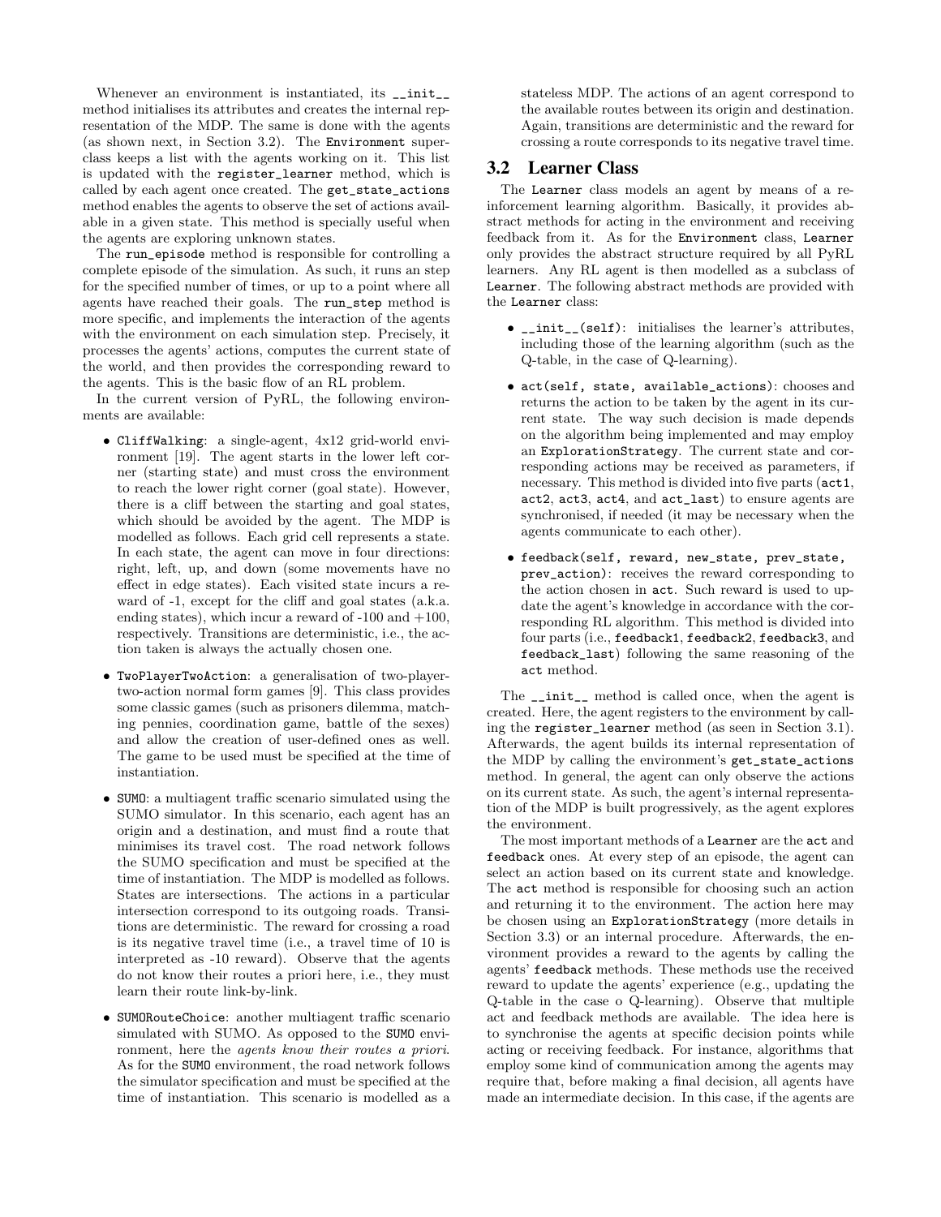Whenever an environment is instantiated, its `__init__` method initialises its attributes and creates the internal representation of the MDP. The same is done with the agents (as shown next, in Section 3.2). The `Environment` superclass keeps a list with the agents working on it. This list is updated with the `register_learner` method, which is called by each agent once created. The `get_state_actions` method enables the agents to observe the set of actions available in a given state. This method is specially useful when the agents are exploring unknown states.

The `run_episode` method is responsible for controlling a complete episode of the simulation. As such, it runs an step for the specified number of times, or up to a point where all agents have reached their goals. The `run_step` method is more specific, and implements the interaction of the agents with the environment on each simulation step. Precisely, it processes the agents' actions, computes the current state of the world, and then provides the corresponding reward to the agents. This is the basic flow of an RL problem.

In the current version of PyRL, the following environments are available:

- `CliffWalking`: a single-agent, 4x12 grid-world environment [19]. The agent starts in the lower left corner (starting state) and must cross the environment to reach the lower right corner (goal state). However, there is a cliff between the starting and goal states, which should be avoided by the agent. The MDP is modelled as follows. Each grid cell represents a state. In each state, the agent can move in four directions: right, left, up, and down (some movements have no effect in edge states). Each visited state incurs a reward of -1, except for the cliff and goal states (a.k.a. ending states), which incur a reward of -100 and +100, respectively. Transitions are deterministic, i.e., the action taken is always the actually chosen one.
- `TwoPlayerTwoAction`: a generalisation of two-player-two-action normal form games [9]. This class provides some classic games (such as prisoners dilemma, matching pennies, coordination game, battle of the sexes) and allow the creation of user-defined ones as well. The game to be used must be specified at the time of instantiation.
- `SUMO`: a multiagent traffic scenario simulated using the SUMO simulator. In this scenario, each agent has an origin and a destination, and must find a route that minimises its travel cost. The road network follows the SUMO specification and must be specified at the time of instantiation. The MDP is modelled as follows. States are intersections. The actions in a particular intersection correspond to its outgoing roads. Transitions are deterministic. The reward for crossing a road is its negative travel time (i.e., a travel time of 10 is interpreted as -10 reward). Observe that the agents do not know their routes a priori here, i.e., they must learn their route link-by-link.
- `SUMORouteChoice`: another multiagent traffic scenario simulated with SUMO. As opposed to the `SUMO` environment, here the *agents know their routes a priori*. As for the `SUMO` environment, the road network follows the simulator specification and must be specified at the time of instantiation. This scenario is modelled as a stateless MDP. The actions of an agent correspond to the available routes between its origin and destination. Again, transitions are deterministic and the reward for crossing a route corresponds to its negative travel time.

## 3.2 Learner Class

The `Learner` class models an agent by means of a reinforcement learning algorithm. Basically, it provides abstract methods for acting in the environment and receiving feedback from it. As for the `Environment` class, `Learner` only provides the abstract structure required by all PyRL learners. Any RL agent is then modelled as a subclass of `Learner`. The following abstract methods are provided with the `Learner` class:

- `__init__(self)`: initialises the learner's attributes, including those of the learning algorithm (such as the Q-table, in the case of Q-learning).
- `act(self, state, available_actions)`: chooses and returns the action to be taken by the agent in its current state. The way such decision is made depends on the algorithm being implemented and may employ an `ExplorationStrategy`. The current state and corresponding actions may be received as parameters, if necessary. This method is divided into five parts (`act1`, `act2`, `act3`, `act4`, and `act_last`) to ensure agents are synchronised, if needed (it may be necessary when the agents communicate to each other).
- `feedback(self, reward, new_state, prev_state, prev_action)`: receives the reward corresponding to the action chosen in `act`. Such reward is used to update the agent's knowledge in accordance with the corresponding RL algorithm. This method is divided into four parts (i.e., `feedback1`, `feedback2`, `feedback3`, and `feedback_last`) following the same reasoning of the `act` method.

The `__init__` method is called once, when the agent is created. Here, the agent registers to the environment by calling the `register_learner` method (as seen in Section 3.1). Afterwards, the agent builds its internal representation of the MDP by calling the environment's `get_state_actions` method. In general, the agent can only observe the actions on its current state. As such, the agent's internal representation of the MDP is built progressively, as the agent explores the environment.

The most important methods of a `Learner` are the `act` and `feedback` ones. At every step of an episode, the agent can select an action based on its current state and knowledge. The `act` method is responsible for choosing such an action and returning it to the environment. The action here may be chosen using an `ExplorationStrategy` (more details in Section 3.3) or an internal procedure. Afterwards, the environment provides a reward to the agents by calling the agents' `feedback` methods. These methods use the received reward to update the agents' experience (e.g., updating the Q-table in the case o Q-learning). Observe that multiple act and feedback methods are available. The idea here is to synchronise the agents at specific decision points while acting or receiving feedback. For instance, algorithms that employ some kind of communication among the agents may require that, before making a final decision, all agents have made an intermediate decision. In this case, if the agents are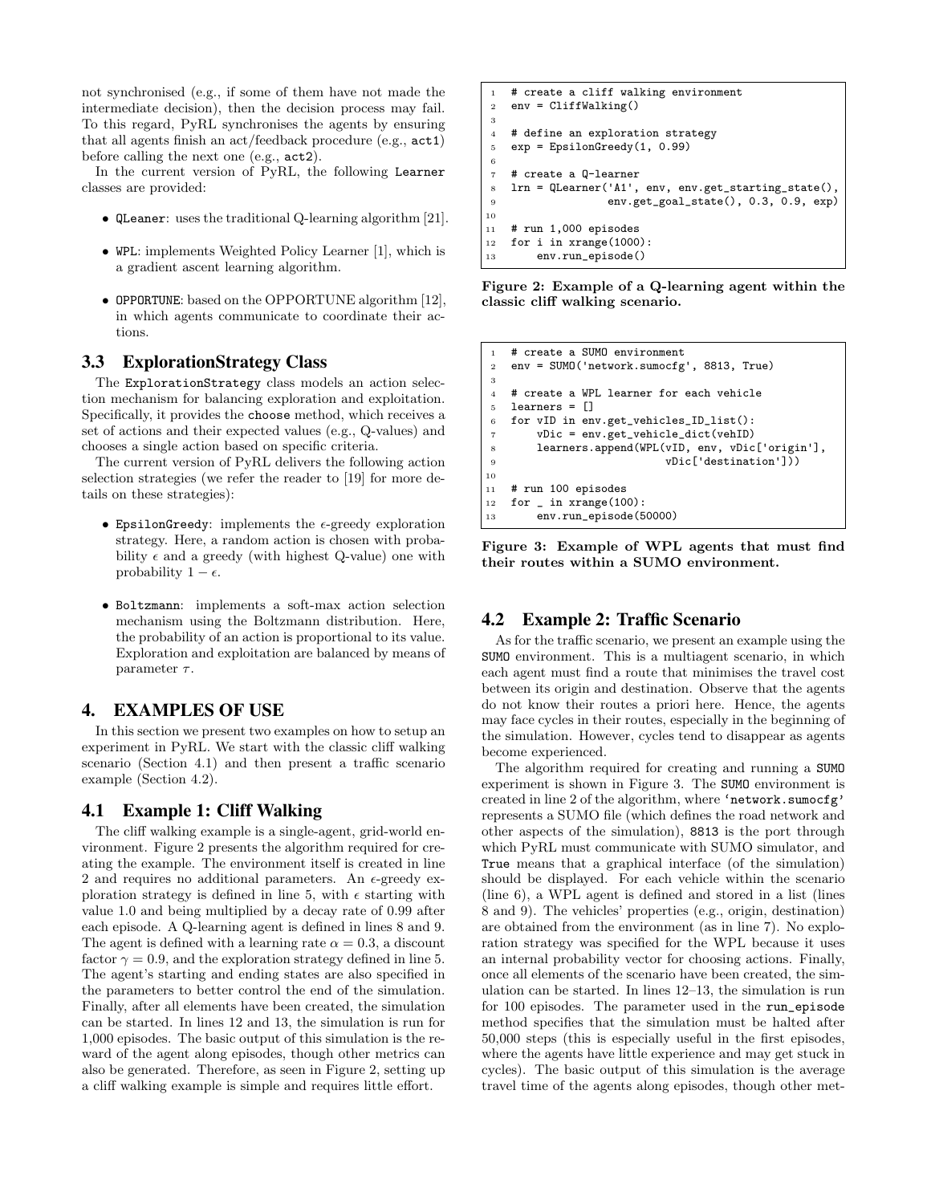not synchronised (e.g., if some of them have not made the intermediate decision), then the decision process may fail. To this regard, PyRL synchronises the agents by ensuring that all agents finish an act/feedback procedure (e.g., `act1`) before calling the next one (e.g., `act2`).

In the current version of PyRL, the following `Learner` classes are provided:

- `QLeaner`: uses the traditional Q-learning algorithm [21].
- `WPL`: implements Weighted Policy Learner [1], which is a gradient ascent learning algorithm.
- `OPPORTUNE`: based on the OPPORTUNE algorithm [12], in which agents communicate to coordinate their actions.

### 3.3 ExplorationStrategy Class

The `ExplorationStrategy` class models an action selection mechanism for balancing exploration and exploitation. Specifically, it provides the `choose` method, which receives a set of actions and their expected values (e.g., Q-values) and chooses a single action based on specific criteria.

The current version of PyRL delivers the following action selection strategies (we refer the reader to [19] for more details on these strategies):

- `EpsilonGreedy`: implements the $\epsilon$-greedy exploration strategy. Here, a random action is chosen with probability $\epsilon$ and a greedy (with highest Q-value) one with probability $1 - \epsilon$.
- `Boltzmann`: implements a soft-max action selection mechanism using the Boltzmann distribution. Here, the probability of an action is proportional to its value. Exploration and exploitation are balanced by means of parameter $\tau$.

## 4. EXAMPLES OF USE

In this section we present two examples on how to setup an experiment in PyRL. We start with the classic cliff walking scenario (Section 4.1) and then present a traffic scenario example (Section 4.2).

### 4.1 Example 1: Cliff Walking

The cliff walking example is a single-agent, grid-world environment. Figure 2 presents the algorithm required for creating the example. The environment itself is created in line 2 and requires no additional parameters. An $\epsilon$-greedy exploration strategy is defined in line 5, with $\epsilon$ starting with value 1.0 and being multiplied by a decay rate of 0.99 after each episode. A Q-learning agent is defined in lines 8 and 9. The agent is defined with a learning rate $\alpha = 0.3$, a discount factor $\gamma = 0.9$, and the exploration strategy defined in line 5. The agent's starting and ending states are also specified in the parameters to better control the end of the simulation. Finally, after all elements have been created, the simulation can be started. In lines 12 and 13, the simulation is run for 1,000 episodes. The basic output of this simulation is the reward of the agent along episodes, though other metrics can also be generated. Therefore, as seen in Figure 2, setting up a cliff walking example is simple and requires little effort.

```
1  # create a cliff walking environment
2  env = CliffWalking()
3
4  # define an exploration strategy
5  exp = EpsilonGreedy(1, 0.99)
6
7  # create a Q-learner
8  lrn = QLearner('A1', env, env.get_starting_state(),
9                 env.get_goal_state(), 0.3, 0.9, exp)
10
11 # run 1,000 episodes
12 for i in xrange(1000):
13     env.run_episode()
```

**Figure 2: Example of a Q-learning agent within the classic cliff walking scenario.**

```
1  # create a SUMO environment
2  env = SUMO('network.sumocfg', 8813, True)
3
4  # create a WPL learner for each vehicle
5  learners = []
6  for vID in env.get_vehicles_ID_list():
7      vDic = env.get_vehicle_dict(vehID)
8      learners.append(WPL(vID, env, vDic['origin'],
9                          vDic['destination']))
10
11 # run 100 episodes
12 for _ in xrange(100):
13     env.run_episode(50000)
```

**Figure 3: Example of WPL agents that must find their routes within a SUMO environment.**

### 4.2 Example 2: Traffic Scenario

As for the traffic scenario, we present an example using the `SUMO` environment. This is a multiagent scenario, in which each agent must find a route that minimises the travel cost between its origin and destination. Observe that the agents do not know their routes a priori here. Hence, the agents may face cycles in their routes, especially in the beginning of the simulation. However, cycles tend to disappear as agents become experienced.

The algorithm required for creating and running a `SUMO` experiment is shown in Figure 3. The `SUMO` environment is created in line 2 of the algorithm, where `'network.sumocfg'` represents a SUMO file (which defines the road network and other aspects of the simulation), `8813` is the port through which PyRL must communicate with SUMO simulator, and `True` means that a graphical interface (of the simulation) should be displayed. For each vehicle within the scenario (line 6), a WPL agent is defined and stored in a list (lines 8 and 9). The vehicles' properties (e.g., origin, destination) are obtained from the environment (as in line 7). No exploration strategy was specified for the WPL because it uses an internal probability vector for choosing actions. Finally, once all elements of the scenario have been created, the simulation can be started. In lines 12–13, the simulation is run for 100 episodes. The parameter used in the `run_episode` method specifies that the simulation must be halted after 50,000 steps (this is especially useful in the first episodes, where the agents have little experience and may get stuck in cycles). The basic output of this simulation is the average travel time of the agents along episodes, though other met-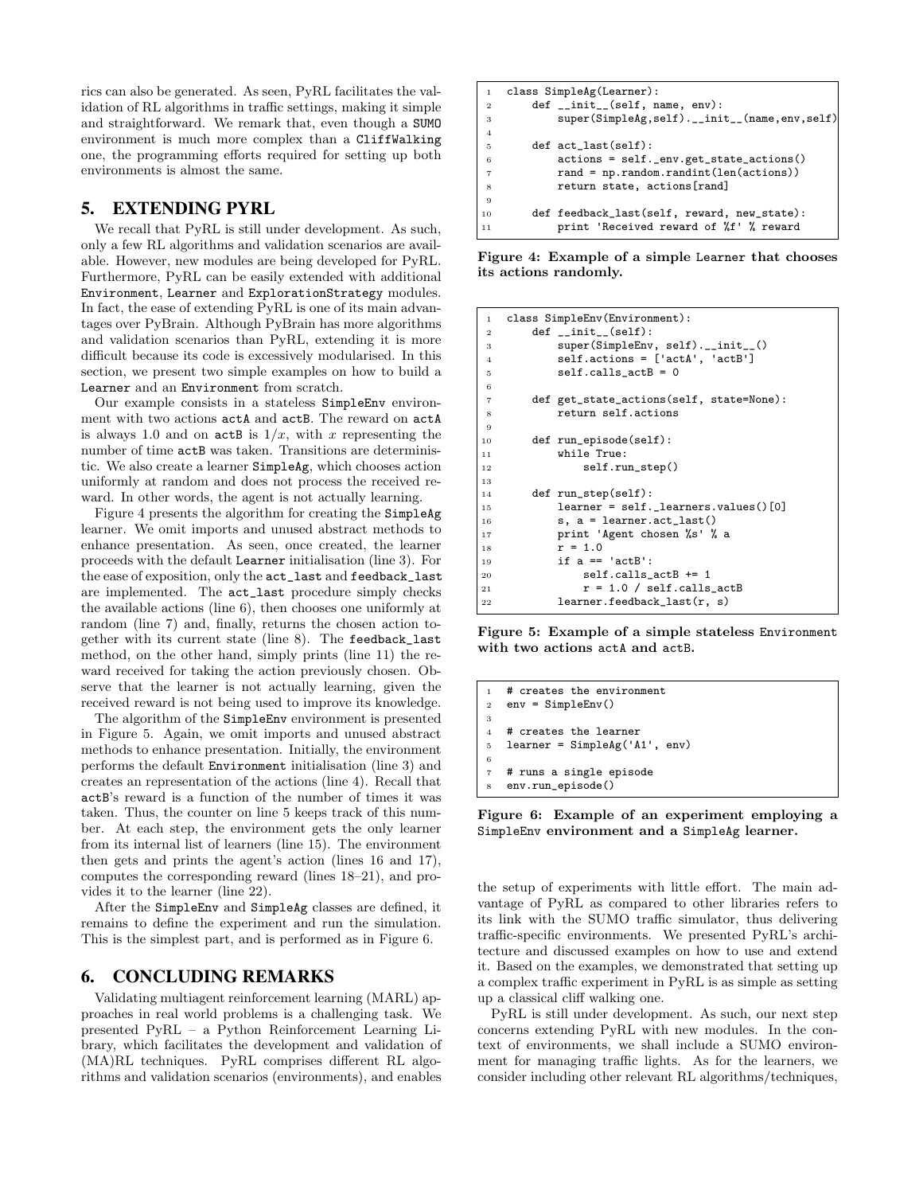rics can also be generated. As seen, PyRL facilitates the validation of RL algorithms in traffic settings, making it simple and straightforward. We remark that, even though a SUMO environment is much more complex than a CliffWalking one, the programming efforts required for setting up both environments is almost the same.

## 5. EXTENDING PYRL

We recall that PyRL is still under development. As such, only a few RL algorithms and validation scenarios are available. However, new modules are being developed for PyRL. Furthermore, PyRL can be easily extended with additional Environment, Learner and ExplorationStrategy modules. In fact, the ease of extending PyRL is one of its main advantages over PyBrain. Although PyBrain has more algorithms and validation scenarios than PyRL, extending it is more difficult because its code is excessively modularised. In this section, we present two simple examples on how to build a Learner and an Environment from scratch.

Our example consists in a stateless SimpleEnv environment with two actions actA and actB. The reward on actA is always 1.0 and on actB is $1/x$, with $x$ representing the number of time actB was taken. Transitions are deterministic. We also create a learner SimpleAg, which chooses action uniformly at random and does not process the received reward. In other words, the agent is not actually learning.

Figure 4 presents the algorithm for creating the SimpleAg learner. We omit imports and unused abstract methods to enhance presentation. As seen, once created, the learner proceeds with the default Learner initialisation (line 3). For the ease of exposition, only the act_last and feedback_last are implemented. The act_last procedure simply checks the available actions (line 6), then chooses one uniformly at random (line 7) and, finally, returns the chosen action together with its current state (line 8). The feedback_last method, on the other hand, simply prints (line 11) the reward received for taking the action previously chosen. Observe that the learner is not actually learning, given the received reward is not being used to improve its knowledge.

The algorithm of the SimpleEnv environment is presented in Figure 5. Again, we omit imports and unused abstract methods to enhance presentation. Initially, the environment performs the default Environment initialisation (line 3) and creates an representation of the actions (line 4). Recall that actB's reward is a function of the number of times it was taken. Thus, the counter on line 5 keeps track of this number. At each step, the environment gets the only learner from its internal list of learners (line 15). The environment then gets and prints the agent's action (lines 16 and 17), computes the corresponding reward (lines 18–21), and provides it to the learner (line 22).

After the SimpleEnv and SimpleAg classes are defined, it remains to define the experiment and run the simulation. This is the simplest part, and is performed as in Figure 6.

```
1  class SimpleAg(Learner):
2      def __init__(self, name, env):
3          super(SimpleAg,self).__init__(name,env,self)
4
5      def act_last(self):
6          actions = self._env.get_state_actions()
7          rand = np.random.randint(len(actions))
8          return state, actions[rand]
9
10     def feedback_last(self, reward, new_state):
11         print 'Received reward of %f' % reward
```

**Figure 4: Example of a simple Learner that chooses its actions randomly.**

```
1  class SimpleEnv(Environment):
2      def __init__(self):
3          super(SimpleEnv, self).__init__()
4          self.actions = ['actA', 'actB']
5          self.calls_actB = 0
6
7      def get_state_actions(self, state=None):
8          return self.actions
9
10     def run_episode(self):
11         while True:
12             self.run_step()
13
14     def run_step(self):
15         learner = self._learners.values()[0]
16         s, a = learner.act_last()
17         print 'Agent chosen %s' % a
18         r = 1.0
19         if a == 'actB':
20             self.calls_actB += 1
21             r = 1.0 / self.calls_actB
22         learner.feedback_last(r, s)
```

**Figure 5: Example of a simple stateless Environment with two actions actA and actB.**

```
1  # creates the environment
2  env = SimpleEnv()
3
4  # creates the learner
5  learner = SimpleAg('A1', env)
6
7  # runs a single episode
8  env.run_episode()
```

**Figure 6: Example of an experiment employing a SimpleEnv environment and a SimpleAg learner.**

## 6. CONCLUDING REMARKS

Validating multiagent reinforcement learning (MARL) approaches in real world problems is a challenging task. We presented PyRL – a Python Reinforcement Learning Library, which facilitates the development and validation of (MA)RL techniques. PyRL comprises different RL algorithms and validation scenarios (environments), and enables the setup of experiments with little effort. The main advantage of PyRL as compared to other libraries refers to its link with the SUMO traffic simulator, thus delivering traffic-specific environments. We presented PyRL's architecture and discussed examples on how to use and extend it. Based on the examples, we demonstrated that setting up a complex traffic experiment in PyRL is as simple as setting up a classical cliff walking one.

PyRL is still under development. As such, our next step concerns extending PyRL with new modules. In the context of environments, we shall include a SUMO environment for managing traffic lights. As for the learners, we consider including other relevant RL algorithms/techniques,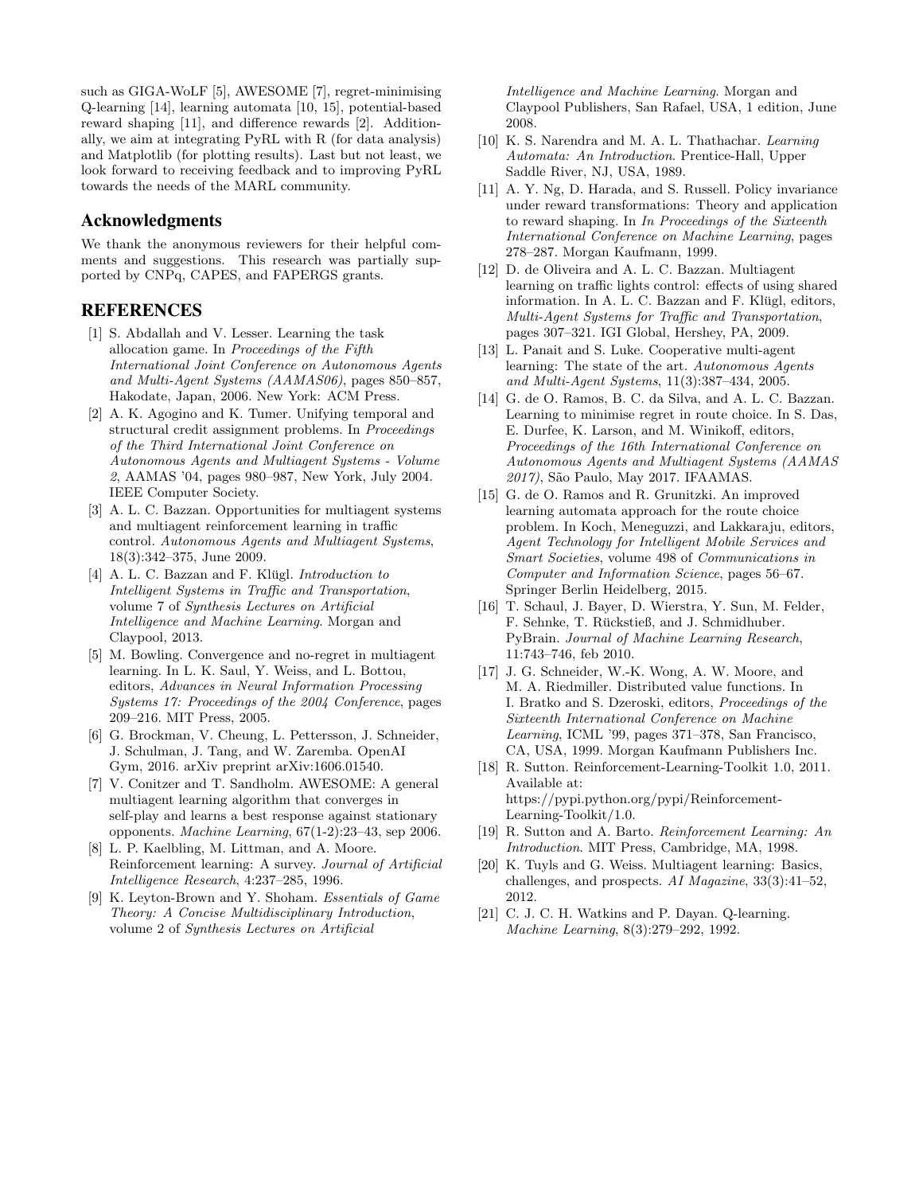such as GIGA-WoLF [5], AWESOME [7], regret-minimising Q-learning [14], learning automata [10, 15], potential-based reward shaping [11], and difference rewards [2]. Additionally, we aim at integrating PyRL with R (for data analysis) and Matplotlib (for plotting results). Last but not least, we look forward to receiving feedback and to improving PyRL towards the needs of the MARL community.

## Acknowledgments

We thank the anonymous reviewers for their helpful comments and suggestions. This research was partially supported by CNPq, CAPES, and FAPERGS grants.

## REFERENCES

[1] S. Abdallah and V. Lesser. Learning the task allocation game. In *Proceedings of the Fifth International Joint Conference on Autonomous Agents and Multi-Agent Systems (AAMAS06)*, pages 850–857, Hakodate, Japan, 2006. New York: ACM Press.

[2] A. K. Agogino and K. Tumer. Unifying temporal and structural credit assignment problems. In *Proceedings of the Third International Joint Conference on Autonomous Agents and Multiagent Systems - Volume 2*, AAMAS '04, pages 980–987, New York, July 2004. IEEE Computer Society.

[3] A. L. C. Bazzan. Opportunities for multiagent systems and multiagent reinforcement learning in traffic control. *Autonomous Agents and Multiagent Systems*, 18(3):342–375, June 2009.

[4] A. L. C. Bazzan and F. Klügl. *Introduction to Intelligent Systems in Traffic and Transportation*, volume 7 of *Synthesis Lectures on Artificial Intelligence and Machine Learning*. Morgan and Claypool, 2013.

[5] M. Bowling. Convergence and no-regret in multiagent learning. In L. K. Saul, Y. Weiss, and L. Bottou, editors, *Advances in Neural Information Processing Systems 17: Proceedings of the 2004 Conference*, pages 209–216. MIT Press, 2005.

[6] G. Brockman, V. Cheung, L. Pettersson, J. Schneider, J. Schulman, J. Tang, and W. Zaremba. OpenAI Gym, 2016. arXiv preprint arXiv:1606.01540.

[7] V. Conitzer and T. Sandholm. AWESOME: A general multiagent learning algorithm that converges in self-play and learns a best response against stationary opponents. *Machine Learning*, 67(1-2):23–43, sep 2006.

[8] L. P. Kaelbling, M. Littman, and A. Moore. Reinforcement learning: A survey. *Journal of Artificial Intelligence Research*, 4:237–285, 1996.

[9] K. Leyton-Brown and Y. Shoham. *Essentials of Game Theory: A Concise Multidisciplinary Introduction*, volume 2 of *Synthesis Lectures on Artificial Intelligence and Machine Learning*. Morgan and Claypool Publishers, San Rafael, USA, 1 edition, June 2008.

[10] K. S. Narendra and M. A. L. Thathachar. *Learning Automata: An Introduction*. Prentice-Hall, Upper Saddle River, NJ, USA, 1989.

[11] A. Y. Ng, D. Harada, and S. Russell. Policy invariance under reward transformations: Theory and application to reward shaping. In *In Proceedings of the Sixteenth International Conference on Machine Learning*, pages 278–287. Morgan Kaufmann, 1999.

[12] D. de Oliveira and A. L. C. Bazzan. Multiagent learning on traffic lights control: effects of using shared information. In A. L. C. Bazzan and F. Klügl, editors, *Multi-Agent Systems for Traffic and Transportation*, pages 307–321. IGI Global, Hershey, PA, 2009.

[13] L. Panait and S. Luke. Cooperative multi-agent learning: The state of the art. *Autonomous Agents and Multi-Agent Systems*, 11(3):387–434, 2005.

[14] G. de O. Ramos, B. C. da Silva, and A. L. C. Bazzan. Learning to minimise regret in route choice. In S. Das, E. Durfee, K. Larson, and M. Winikoff, editors, *Proceedings of the 16th International Conference on Autonomous Agents and Multiagent Systems (AAMAS 2017)*, São Paulo, May 2017. IFAAMAS.

[15] G. de O. Ramos and R. Grunitzki. An improved learning automata approach for the route choice problem. In Koch, Meneguzzi, and Lakkaraju, editors, *Agent Technology for Intelligent Mobile Services and Smart Societies*, volume 498 of *Communications in Computer and Information Science*, pages 56–67. Springer Berlin Heidelberg, 2015.

[16] T. Schaul, J. Bayer, D. Wierstra, Y. Sun, M. Felder, F. Sehnke, T. Rückstieß, and J. Schmidhuber. PyBrain. *Journal of Machine Learning Research*, 11:743–746, feb 2010.

[17] J. G. Schneider, W.-K. Wong, A. W. Moore, and M. A. Riedmiller. Distributed value functions. In I. Bratko and S. Dzeroski, editors, *Proceedings of the Sixteenth International Conference on Machine Learning*, ICML '99, pages 371–378, San Francisco, CA, USA, 1999. Morgan Kaufmann Publishers Inc.

[18] R. Sutton. Reinforcement-Learning-Toolkit 1.0, 2011. Available at: https://pypi.python.org/pypi/Reinforcement-Learning-Toolkit/1.0.

[19] R. Sutton and A. Barto. *Reinforcement Learning: An Introduction*. MIT Press, Cambridge, MA, 1998.

[20] K. Tuyls and G. Weiss. Multiagent learning: Basics, challenges, and prospects. *AI Magazine*, 33(3):41–52, 2012.

[21] C. J. C. H. Watkins and P. Dayan. Q-learning. *Machine Learning*, 8(3):279–292, 1992.